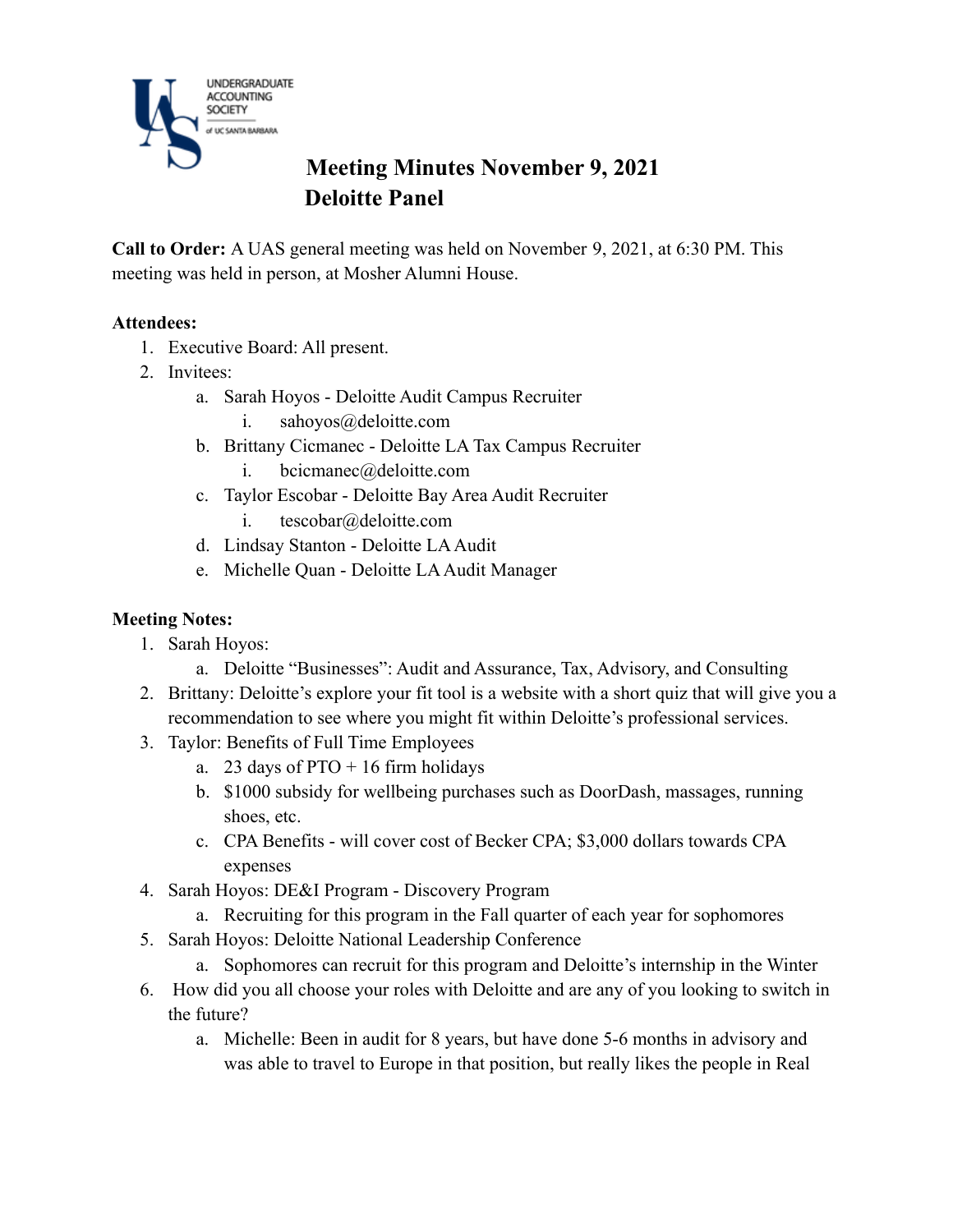# Meeting Minutes November 9, 2021
## Deloitte Panel

**Call to Order:** A UAS general meeting was held on November 9, 2021, at 6:30 PM. This meeting was held in person, at Mosher Alumni House.

**Attendees:**

1. Executive Board: All present.
2. Invitees:
   a. Sarah Hoyos - Deloitte Audit Campus Recruiter
      i. sahoyos@deloitte.com
   b. Brittany Cicmanec - Deloitte LA Tax Campus Recruiter
      i. bcicmanec@deloitte.com
   c. Taylor Escobar - Deloitte Bay Area Audit Recruiter
      i. tescobar@deloitte.com
   d. Lindsay Stanton - Deloitte LA Audit
   e. Michelle Quan - Deloitte LA Audit Manager

**Meeting Notes:**

1. Sarah Hoyos:
   a. Deloitte "Businesses": Audit and Assurance, Tax, Advisory, and Consulting
2. Brittany: Deloitte's explore your fit tool is a website with a short quiz that will give you a recommendation to see where you might fit within Deloitte's professional services.
3. Taylor: Benefits of Full Time Employees
   a. 23 days of PTO + 16 firm holidays
   b. $1000 subsidy for wellbeing purchases such as DoorDash, massages, running shoes, etc.
   c. CPA Benefits - will cover cost of Becker CPA; $3,000 dollars towards CPA expenses
4. Sarah Hoyos: DE&I Program - Discovery Program
   a. Recruiting for this program in the Fall quarter of each year for sophomores
5. Sarah Hoyos: Deloitte National Leadership Conference
   a. Sophomores can recruit for this program and Deloitte's internship in the Winter
6. How did you all choose your roles with Deloitte and are any of you looking to switch in the future?
   a. Michelle: Been in audit for 8 years, but have done 5-6 months in advisory and was able to travel to Europe in that position, but really likes the people in Real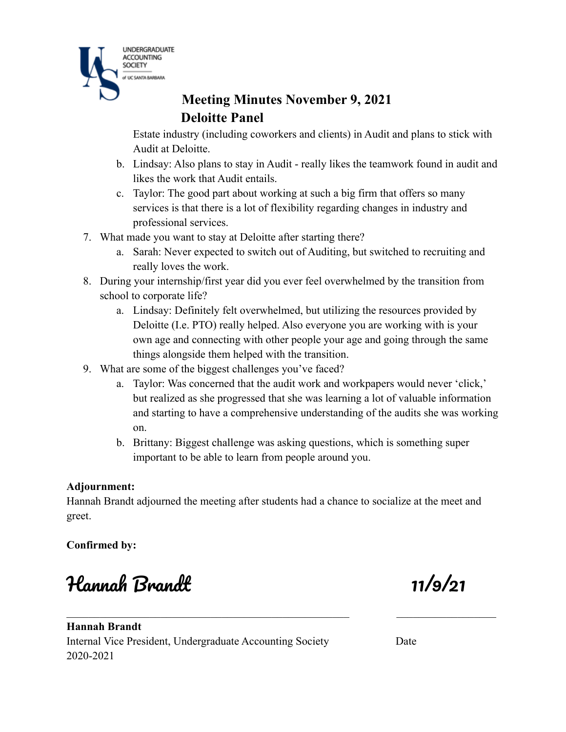# Meeting Minutes November 9, 2021
## Deloitte Panel

Estate industry (including coworkers and clients) in Audit and plans to stick with Audit at Deloitte.

   b. Lindsay: Also plans to stay in Audit - really likes the teamwork found in audit and likes the work that Audit entails.
   c. Taylor: The good part about working at such a big firm that offers so many services is that there is a lot of flexibility regarding changes in industry and professional services.

7. What made you want to stay at Deloitte after starting there?
   a. Sarah: Never expected to switch out of Auditing, but switched to recruiting and really loves the work.
8. During your internship/first year did you ever feel overwhelmed by the transition from school to corporate life?
   a. Lindsay: Definitely felt overwhelmed, but utilizing the resources provided by Deloitte (I.e. PTO) really helped. Also everyone you are working with is your own age and connecting with other people your age and going through the same things alongside them helped with the transition.
9. What are some of the biggest challenges you've faced?
   a. Taylor: Was concerned that the audit work and workpapers would never 'click,' but realized as she progressed that she was learning a lot of valuable information and starting to have a comprehensive understanding of the audits she was working on.
   b. Brittany: Biggest challenge was asking questions, which is something super important to be able to learn from people around you.

**Adjournment:**
Hannah Brandt adjourned the meeting after students had a chance to socialize at the meet and greet.

**Confirmed by:**

Hannah Brandt                                        11/9/21

**Hannah Brandt**
Internal Vice President, Undergraduate Accounting Society
2020-2021

Date